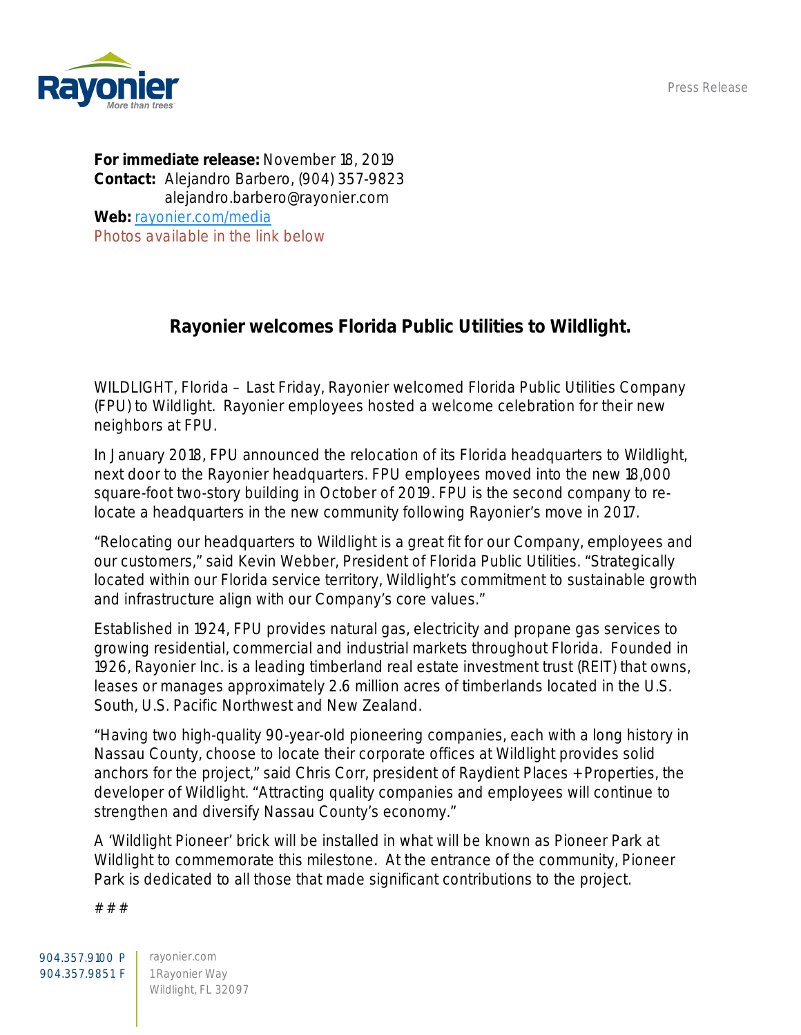Press Release

**For immediate release:** November 18, 2019
**Contact:** Alejandro Barbero, (904) 357-9823
alejandro.barbero@rayonier.com
**Web:** [rayonier.com/media](rayonier.com/media)
Photos available in the link below

## Rayonier welcomes Florida Public Utilities to Wildlight.

WILDLIGHT, Florida – Last Friday, Rayonier welcomed Florida Public Utilities Company (FPU) to Wildlight. Rayonier employees hosted a welcome celebration for their new neighbors at FPU.

In January 2018, FPU announced the relocation of its Florida headquarters to Wildlight, next door to the Rayonier headquarters. FPU employees moved into the new 18,000 square-foot two-story building in October of 2019. FPU is the second company to re-locate a headquarters in the new community following Rayonier's move in 2017.

"Relocating our headquarters to Wildlight is a great fit for our Company, employees and our customers," said Kevin Webber, President of Florida Public Utilities. "Strategically located within our Florida service territory, Wildlight's commitment to sustainable growth and infrastructure align with our Company's core values."

Established in 1924, FPU provides natural gas, electricity and propane gas services to growing residential, commercial and industrial markets throughout Florida. Founded in 1926, Rayonier Inc. is a leading timberland real estate investment trust (REIT) that owns, leases or manages approximately 2.6 million acres of timberlands located in the U.S. South, U.S. Pacific Northwest and New Zealand.

"Having two high-quality 90-year-old pioneering companies, each with a long history in Nassau County, choose to locate their corporate offices at Wildlight provides solid anchors for the project," said Chris Corr, president of Raydient Places + Properties, the developer of Wildlight. "Attracting quality companies and employees will continue to strengthen and diversify Nassau County's economy."

A 'Wildlight Pioneer' brick will be installed in what will be known as Pioneer Park at Wildlight to commemorate this milestone. At the entrance of the community, Pioneer Park is dedicated to all those that made significant contributions to the project.

# # #

904.357.9100 P
904.357.9851 F

rayonier.com
1 Rayonier Way
Wildlight, FL 32097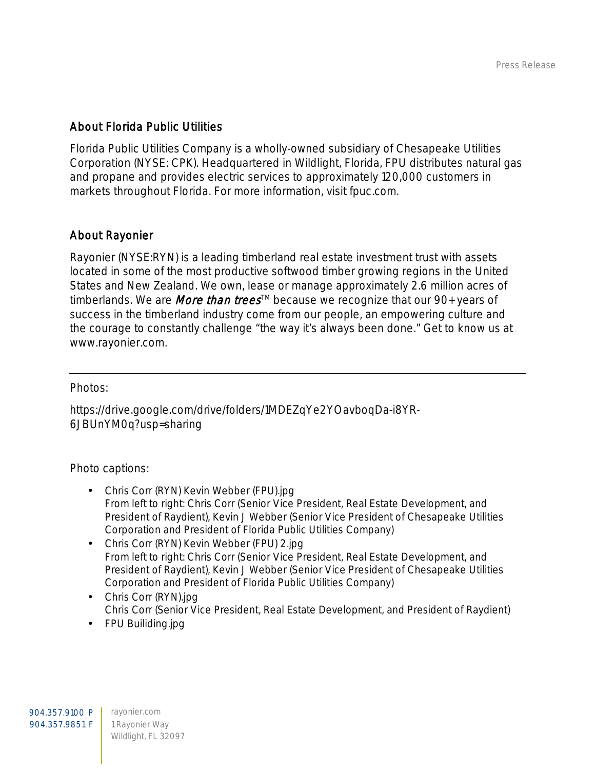## About Florida Public Utilities

Florida Public Utilities Company is a wholly-owned subsidiary of Chesapeake Utilities Corporation (NYSE: CPK). Headquartered in Wildlight, Florida, FPU distributes natural gas and propane and provides electric services to approximately 120,000 customers in markets throughout Florida. For more information, visit fpuc.com.

## About Rayonier

Rayonier (NYSE:RYN) is a leading timberland real estate investment trust with assets located in some of the most productive softwood timber growing regions in the United States and New Zealand. We own, lease or manage approximately 2.6 million acres of timberlands. We are *More than trees*™ because we recognize that our 90+ years of success in the timberland industry come from our people, an empowering culture and the courage to constantly challenge "the way it's always been done." Get to know us at www.rayonier.com.

---

Photos:

https://drive.google.com/drive/folders/1MDEZqYe2YOavboqDa-i8YR-6JBUnYM0q?usp=sharing

Photo captions:

- Chris Corr (RYN) Kevin Webber (FPU).jpg
  From left to right: Chris Corr (Senior Vice President, Real Estate Development, and President of Raydient), Kevin J Webber (Senior Vice President of Chesapeake Utilities Corporation and President of Florida Public Utilities Company)
- Chris Corr (RYN) Kevin Webber (FPU) 2.jpg
  From left to right: Chris Corr (Senior Vice President, Real Estate Development, and President of Raydient), Kevin J Webber (Senior Vice President of Chesapeake Utilities Corporation and President of Florida Public Utilities Company)
- Chris Corr (RYN).jpg
  Chris Corr (Senior Vice President, Real Estate Development, and President of Raydient)
- FPU Builiding.jpg